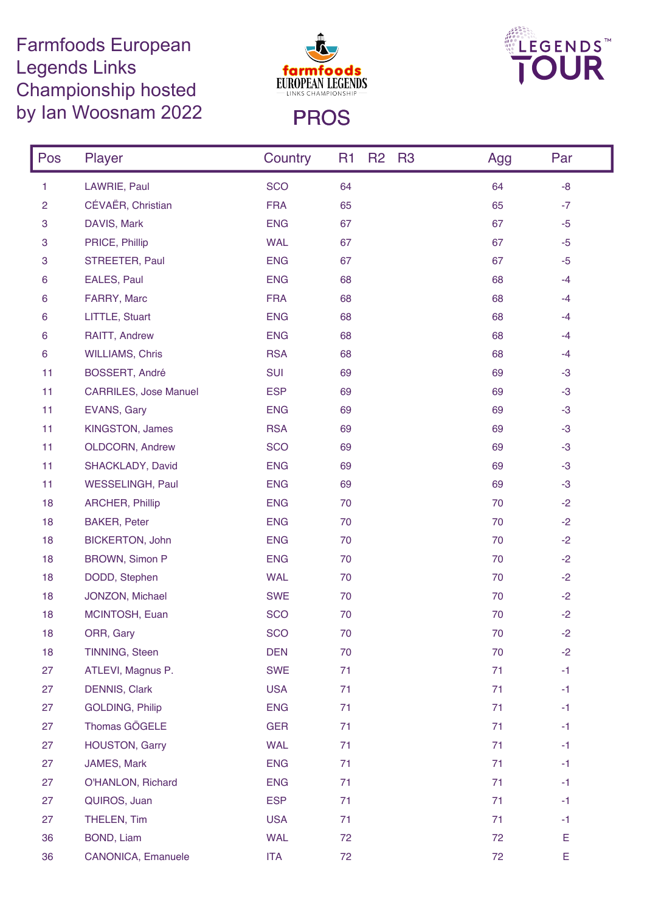# Farmfoods European Legends Links Championship hosted by Ian Woosnam 2022

farmfoods EUROPEAN LEGENDS LINKS CHAMPIONSHIP

LEGENDS TOUR

## PROS

| Pos | Player | Country | R1 | R2 | R3 | Agg | Par |
|---|---|---|---|---|---|---|---|
| 1 | LAWRIE, Paul | SCO | 64 | | | 64 | -8 |
| 2 | CÉVAËR, Christian | FRA | 65 | | | 65 | -7 |
| 3 | DAVIS, Mark | ENG | 67 | | | 67 | -5 |
| 3 | PRICE, Phillip | WAL | 67 | | | 67 | -5 |
| 3 | STREETER, Paul | ENG | 67 | | | 67 | -5 |
| 6 | EALES, Paul | ENG | 68 | | | 68 | -4 |
| 6 | FARRY, Marc | FRA | 68 | | | 68 | -4 |
| 6 | LITTLE, Stuart | ENG | 68 | | | 68 | -4 |
| 6 | RAITT, Andrew | ENG | 68 | | | 68 | -4 |
| 6 | WILLIAMS, Chris | RSA | 68 | | | 68 | -4 |
| 11 | BOSSERT, André | SUI | 69 | | | 69 | -3 |
| 11 | CARRILES, Jose Manuel | ESP | 69 | | | 69 | -3 |
| 11 | EVANS, Gary | ENG | 69 | | | 69 | -3 |
| 11 | KINGSTON, James | RSA | 69 | | | 69 | -3 |
| 11 | OLDCORN, Andrew | SCO | 69 | | | 69 | -3 |
| 11 | SHACKLADY, David | ENG | 69 | | | 69 | -3 |
| 11 | WESSELINGH, Paul | ENG | 69 | | | 69 | -3 |
| 18 | ARCHER, Phillip | ENG | 70 | | | 70 | -2 |
| 18 | BAKER, Peter | ENG | 70 | | | 70 | -2 |
| 18 | BICKERTON, John | ENG | 70 | | | 70 | -2 |
| 18 | BROWN, Simon P | ENG | 70 | | | 70 | -2 |
| 18 | DODD, Stephen | WAL | 70 | | | 70 | -2 |
| 18 | JONZON, Michael | SWE | 70 | | | 70 | -2 |
| 18 | MCINTOSH, Euan | SCO | 70 | | | 70 | -2 |
| 18 | ORR, Gary | SCO | 70 | | | 70 | -2 |
| 18 | TINNING, Steen | DEN | 70 | | | 70 | -2 |
| 27 | ATLEVI, Magnus P. | SWE | 71 | | | 71 | -1 |
| 27 | DENNIS, Clark | USA | 71 | | | 71 | -1 |
| 27 | GOLDING, Philip | ENG | 71 | | | 71 | -1 |
| 27 | Thomas GÖGELE | GER | 71 | | | 71 | -1 |
| 27 | HOUSTON, Garry | WAL | 71 | | | 71 | -1 |
| 27 | JAMES, Mark | ENG | 71 | | | 71 | -1 |
| 27 | O'HANLON, Richard | ENG | 71 | | | 71 | -1 |
| 27 | QUIROS, Juan | ESP | 71 | | | 71 | -1 |
| 27 | THELEN, Tim | USA | 71 | | | 71 | -1 |
| 36 | BOND, Liam | WAL | 72 | | | 72 | E |
| 36 | CANONICA, Emanuele | ITA | 72 | | | 72 | E |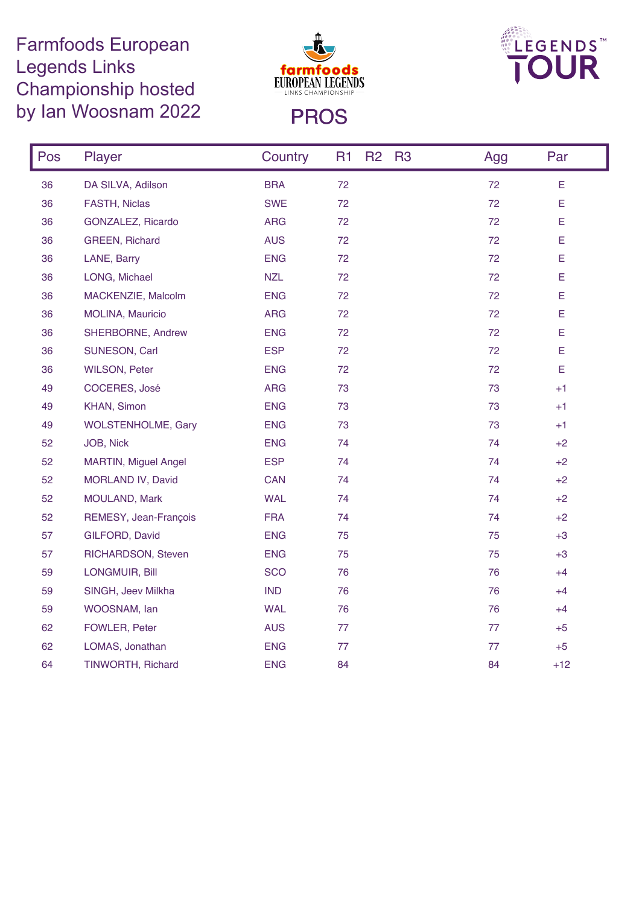# Farmfoods European Legends Links Championship hosted by Ian Woosnam 2022

## PROS

| Pos | Player | Country | R1 | R2 | R3 | Agg | Par |
|---|---|---|---|---|---|---|---|
| 36 | DA SILVA, Adilson | BRA | 72 | | | 72 | E |
| 36 | FASTH, Niclas | SWE | 72 | | | 72 | E |
| 36 | GONZALEZ, Ricardo | ARG | 72 | | | 72 | E |
| 36 | GREEN, Richard | AUS | 72 | | | 72 | E |
| 36 | LANE, Barry | ENG | 72 | | | 72 | E |
| 36 | LONG, Michael | NZL | 72 | | | 72 | E |
| 36 | MACKENZIE, Malcolm | ENG | 72 | | | 72 | E |
| 36 | MOLINA, Mauricio | ARG | 72 | | | 72 | E |
| 36 | SHERBORNE, Andrew | ENG | 72 | | | 72 | E |
| 36 | SUNESON, Carl | ESP | 72 | | | 72 | E |
| 36 | WILSON, Peter | ENG | 72 | | | 72 | E |
| 49 | COCERES, José | ARG | 73 | | | 73 | +1 |
| 49 | KHAN, Simon | ENG | 73 | | | 73 | +1 |
| 49 | WOLSTENHOLME, Gary | ENG | 73 | | | 73 | +1 |
| 52 | JOB, Nick | ENG | 74 | | | 74 | +2 |
| 52 | MARTIN, Miguel Angel | ESP | 74 | | | 74 | +2 |
| 52 | MORLAND IV, David | CAN | 74 | | | 74 | +2 |
| 52 | MOULAND, Mark | WAL | 74 | | | 74 | +2 |
| 52 | REMESY, Jean-François | FRA | 74 | | | 74 | +2 |
| 57 | GILFORD, David | ENG | 75 | | | 75 | +3 |
| 57 | RICHARDSON, Steven | ENG | 75 | | | 75 | +3 |
| 59 | LONGMUIR, Bill | SCO | 76 | | | 76 | +4 |
| 59 | SINGH, Jeev Milkha | IND | 76 | | | 76 | +4 |
| 59 | WOOSNAM, Ian | WAL | 76 | | | 76 | +4 |
| 62 | FOWLER, Peter | AUS | 77 | | | 77 | +5 |
| 62 | LOMAS, Jonathan | ENG | 77 | | | 77 | +5 |
| 64 | TINWORTH, Richard | ENG | 84 | | | 84 | +12 |